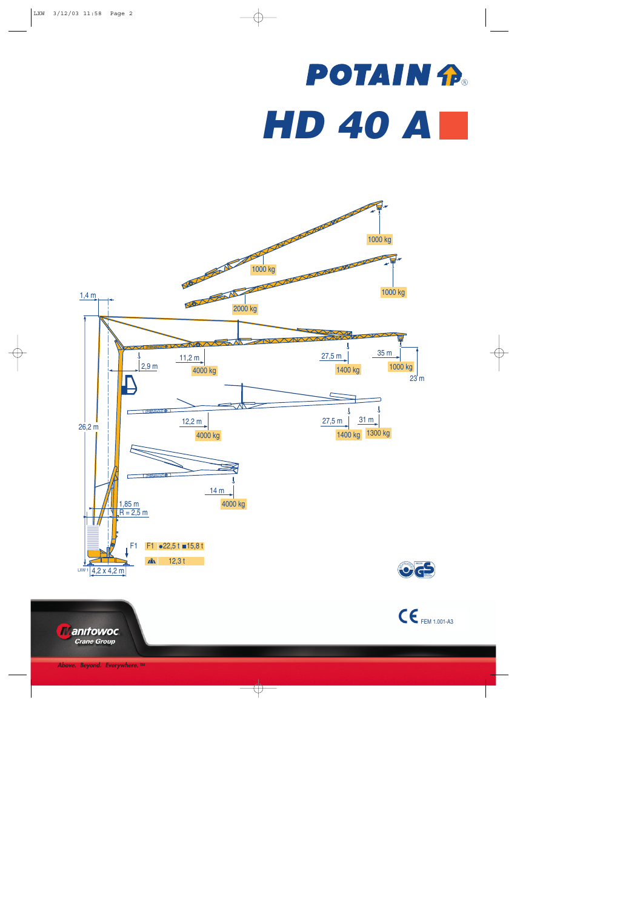# POTAIN

# HD 40 A

1000 kg

1000 kg

1000 kg

2000 kg

1,4 m

11,2 m

4000 kg

27,5 m

1400 kg

35 m

1000 kg

23 m

2,9 m

26,2 m

12,2 m

4000 kg

27,5 m

1400 kg

31 m

1300 kg

14 m

4000 kg

1,85 m

R = 2,5 m

F1 | F1 ●22,5 t ■15,8 t

12,3 t

LXW 1 4,2 x 4,2 m

CE FEM 1.001-A3

Manitowoc Crane Group

Above. Beyond. Everywhere.™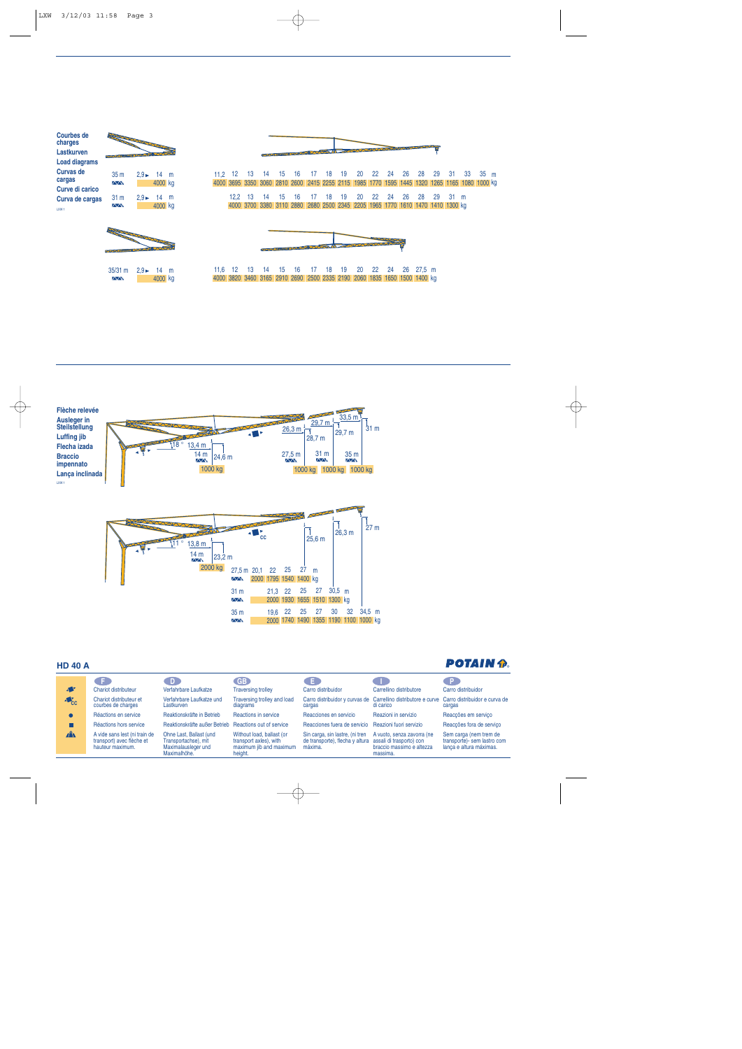**Courbes de charges**
**Lastkurven**
**Load diagrams**
**Curvas de cargas**
**Curve di carico**
**Curva de cargas**

LXW 1

| 35 m | 2,9 ► 14 m | 11,2 | 12 | 13 | 14 | 15 | 16 | 17 | 18 | 19 | 20 | 22 | 24 | 26 | 28 | 29 | 31 | 33 | 35 m |
|---|---|---|---|---|---|---|---|---|---|---|---|---|---|---|---|---|---|---|---|
| | 4000 kg | 4000 | 3695 | 3350 | 3060 | 2810 | 2600 | 2415 | 2255 | 2115 | 1985 | 1770 | 1595 | 1445 | 1320 | 1265 | 1165 | 1080 | 1000 kg |

| 31 m | 2,9 ► 14 m | 12,2 | 13 | 14 | 15 | 16 | 17 | 18 | 19 | 20 | 22 | 24 | 26 | 28 | 29 | 31 m |
|---|---|---|---|---|---|---|---|---|---|---|---|---|---|---|---|---|
| | 4000 kg | 4000 | 3700 | 3380 | 3110 | 2880 | 2680 | 2500 | 2345 | 2205 | 1965 | 1770 | 1610 | 1470 | 1410 | 1300 kg |

| 35/31 m | 2,9 ► 14 m | 11,6 | 12 | 13 | 14 | 15 | 16 | 17 | 18 | 19 | 20 | 22 | 24 | 26 | 27,5 m |
|---|---|---|---|---|---|---|---|---|---|---|---|---|---|---|---|
| | 4000 kg | 4000 | 3820 | 3460 | 3165 | 2910 | 2690 | 2500 | 2335 | 2190 | 2060 | 1835 | 1650 | 1500 | 1400 kg |

**Flèche relevée**
**Ausleger in Steilstellung**
**Luffing jib**
**Flecha izada**
**Braccio impennato**
**Lança inclinada**

LXW 1

18° – 13,4 m – 14 m – 24,6 m – 1000 kg
27,5 m: 26,3 m / 28,7 m – 1000 kg
31 m: 29,7 m / 29,7 m – 1000 kg
35 m: 33,5 m / 31 m – 1000 kg

11° – 13,8 m – 14 m – 23,2 m – 2000 kg
25,6 m – 26,3 m – 27 m

| 27,5 m | 20,1 | 22 | 25 | 27 m | | | |
|---|---|---|---|---|---|---|---|
| | 2000 | 1795 | 1540 | 1400 kg | | | |

| 31 m | 21,3 | 22 | 25 | 27 | 30,5 m | | |
|---|---|---|---|---|---|---|---|
| | 2000 | 1930 | 1655 | 1510 | 1300 kg | | |

| 35 m | 19,6 | 22 | 25 | 27 | 30 | 32 | 34,5 m |
|---|---|---|---|---|---|---|---|
| | 2000 | 1740 | 1490 | 1355 | 1190 | 1100 | 1000 kg |

## HD 40 A

POTAIN

| | F | D | GB | E | I | P |
|---|---|---|---|---|---|---|
| | Chariot distributeur | Verfahrbare Laufkatze | Traversing trolley | Carro distribuidor | Carrellino distributore | Carro distribuidor |
| CC | Chariot distributeur et courbes de charges | Verfahrbare Laufkatze und Lastkurven | Traversing trolley and load diagrams | Carro distribuidor y curvas de cargas | Carrellino distributore e curve di carico | Carro distribuidor e curva de cargas |
| ● | Réactions en service | Reaktionskräfte in Betrieb | Reactions in service | Reacciones en servicio | Reazioni in servizio | Reacções em serviço |
| ■ | Réactions hors service | Reaktionskräfte außer Betrieb | Reactions out of service | Reacciones fuera de servicio | Reazioni fuori servizio | Reacções fora de serviço |
| | A vide sans lest (ni train de transport) avec flèche et hauteur maximum. | Ohne Last, Ballast (und Transportachse), mit Maximalausleger und Maximalhöhe. | Without load, ballast (or transport axles), with maximum jib and maximum height. | Sin carga, sin lastre, (ni tren de transporte), flecha y altura máxima. | A vuoto, senza zavorra (ne assali di trasporto) con braccio massimo e altezza massima. | Sem carga (nem trem de transporte)- sem lastro com lança e altura máximas. |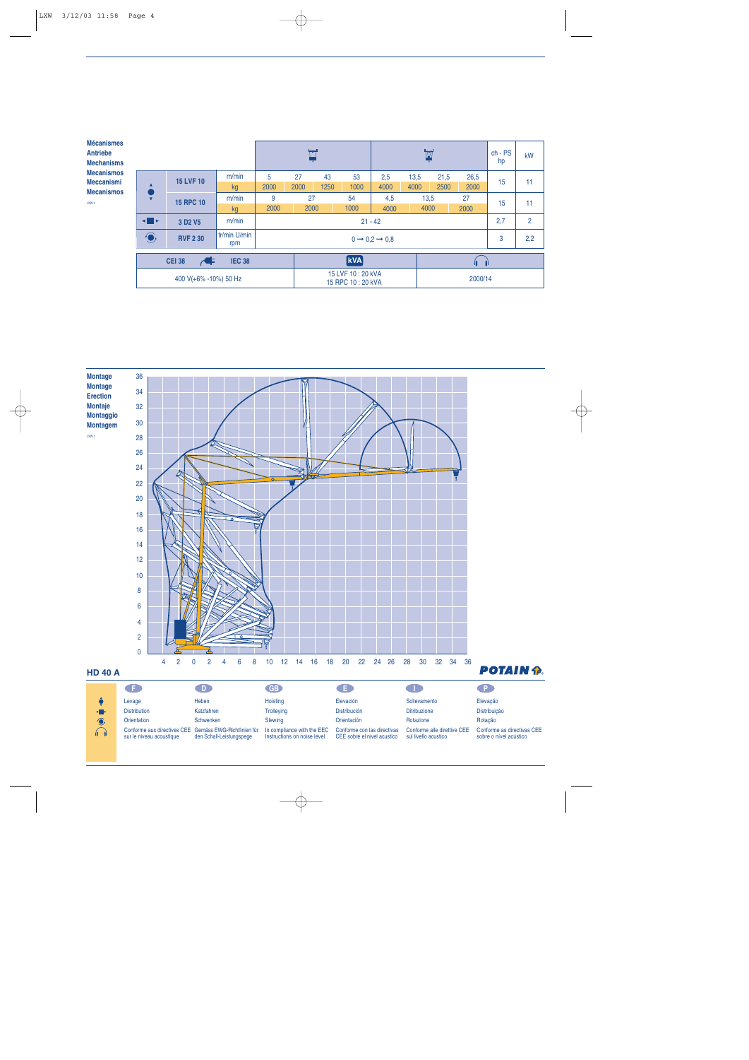**Mécanismes**
**Antriebe**
**Mechanisms**
**Mecanismos**
**Meccanismi**
**Mecanismos**

LXW 1

| | | | | | | | | | | | ch - PS hp | kW |
|---|---|---|---|---|---|---|---|---|---|---|---|---|
| ▲●▼ | 15 LVF 10 | m/min | 5 | 27 | 43 | 53 | 2,5 | 13,5 | 21,5 | 26,5 | 15 | 11 |
| | | kg | 2000 | 2000 | 1250 | 1000 | 4000 | 4000 | 2500 | 2000 | | |
| | 15 RPC 10 | m/min | 9 | 27 | | 54 | 4,5 | 13,5 | | 27 | 15 | 11 |
| | | kg | 2000 | 2000 | | 1000 | 4000 | 4000 | | 2000 | | |
| ◄■► | 3 D2 V5 | m/min | 21 - 42 | | | | | | | | 2,7 | 2 |
| | RVF 2 30 | tr/min U/min rpm | 0 → 0,2 → 0,8 | | | | | | | | 3 | 2,2 |

| CEI 38 — IEC 38 | kVA | |
|---|---|---|
| 400 V(+6% -10%) 50 Hz | 15 LVF 10 : 20 kVA<br>15 RPC 10 : 20 kVA | 2000/14 |

**Montage**
**Montage**
**Erection**
**Montaje**
**Montaggio**
**Montagem**

LXW 1

## HD 40 A

POTAIN

| | F | D | GB | E | I | P |
|---|---|---|---|---|---|---|
| ▲●▼ | Levage | Heben | Hoisting | Elevación | Sollevamento | Elevação |
| ◄■► | Distribution | Katzfahren | Trolleying | Distribución | Ditribuzione | Distribuição |
| | Orientation | Schwenken | Slewing | Orientación | Rotazione | Rotação |
| | Conforme aux directives CEE sur le niveau acoustique | Gemäss EWG-Richtlinien für den Schall-Leistungspege | In compliance with the EEC Instructions on noise level | Conforme con las directivas CEE sobre el nivel acustico | Conforme alle direttive CEE sul livello acustico | Conforme as directivas CEE sobre o nível acústico |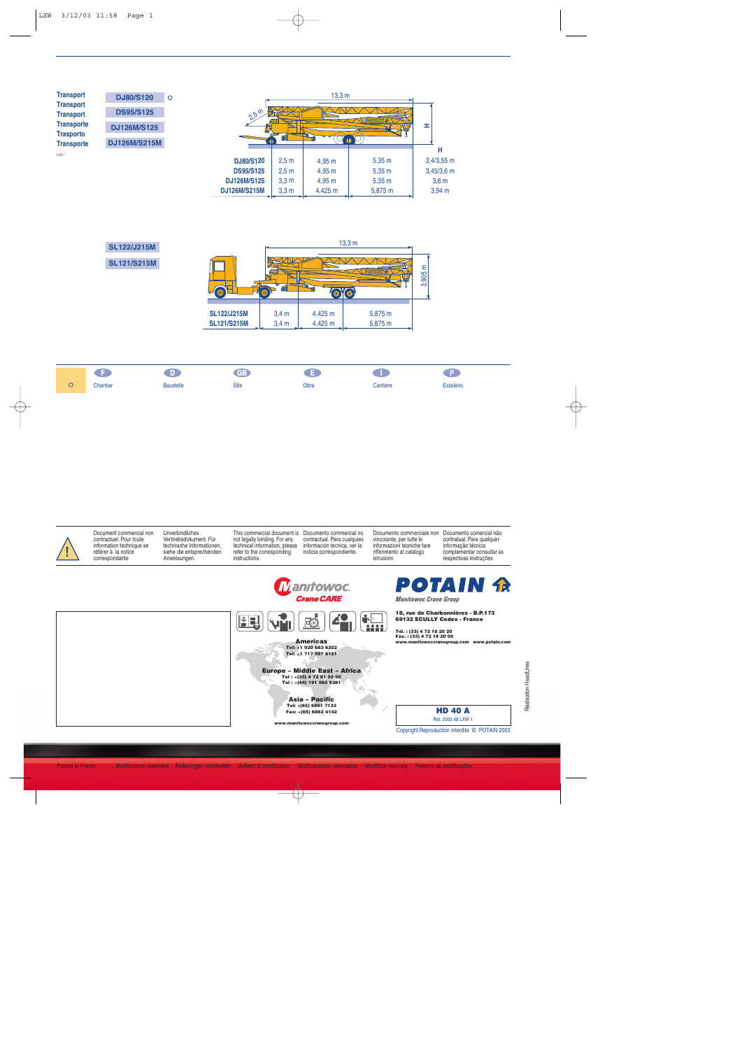| | |
|---|---|
| Transport | DJ80/S120 ○ |
| Transport | DS95/S125 |
| Transport | DJ126M/S125 |
| Transporte | DJ126M/S215M |
| Trasporto | |
| Transporte | |

LXW 1

13,3 m

2,5 m

H

| | | | | H |
|---|---|---|---|---|
| DJ80/S120 | 2,5 m | 4,95 m | 5,35 m | 3,4/3,55 m |
| DS95/S125 | 2,5 m | 4,95 m | 5,35 m | 3,45/3,6 m |
| DJ126M/S125 | 3,3 m | 4,95 m | 5,35 m | 3,6 m |
| DJ126M/S215M | 3,3 m | 4,425 m | 5,875 m | 3,94 m |

SL122/J215M

SL121/S215M

13,3 m

3,905 m

| | | | |
|---|---|---|---|
| SL122/J215M | 3,4 m | 4,425 m | 5,875 m |
| SL121/S215M | 3,4 m | 4,425 m | 5,875 m |

| | F | D | GB | E | I | P |
|---|---|---|---|---|---|---|
| ○ | Chantier | Baustelle | Site | Obra | Cantiere | Estaleiro |

Document commercial non contractuel. Pour toute information technique se référer à la notice correspondante

Unverbindliches Vertriebsdokument. Für technische Informationen, siehe die entsprechenden Anweisungen.

This commercial document is not legally binding. For any technical information, please refer to the corresponding instructions.

Documento commercial no contractual. Para cualquier información tecnica, ver la noticia correspondiente.

Documento commerciale non vincolante, per tutte le informazioni tecniche fare riffeimento al catalogo istrusioni

Documento comercial não contratual. Para qualquer informação técnica complementar consultar as respectivas instruções

Manitowoc Crane CARE

POTAIN

Manitowoc Crane Group

18, rue de Charbonnières - B.P.173
69132 ECULLY Cedex - France

Tél. : (33) 4 72 18 20 20
Fax. : (33) 4 72 18 20 00
www.manitowoccranegroup.com www.potain.com

**Americas**
Tel: +1 920 683 6322
Tel: +1 717 597 8121

**Europe – Middle East – Africa**
Tel : +(33) 4 72 81 50 00
Tel : +(44) 191 565 6281

**Asia – Pacific**
Tel: +(65) 6861 7133
Fax: +(65) 6862 4142

www.manitowoccranegroup.com

**HD 40 A**
Ref. 2003 48 LXW 1

Copyright.Reproduction interdite © POTAIN 2003

Réalisation HeadLines

Printed in France Modifications réservées Änderungen vorbehalten Subject to modification Modificaciones reservadas Modifiche riservate Reserva de modificações